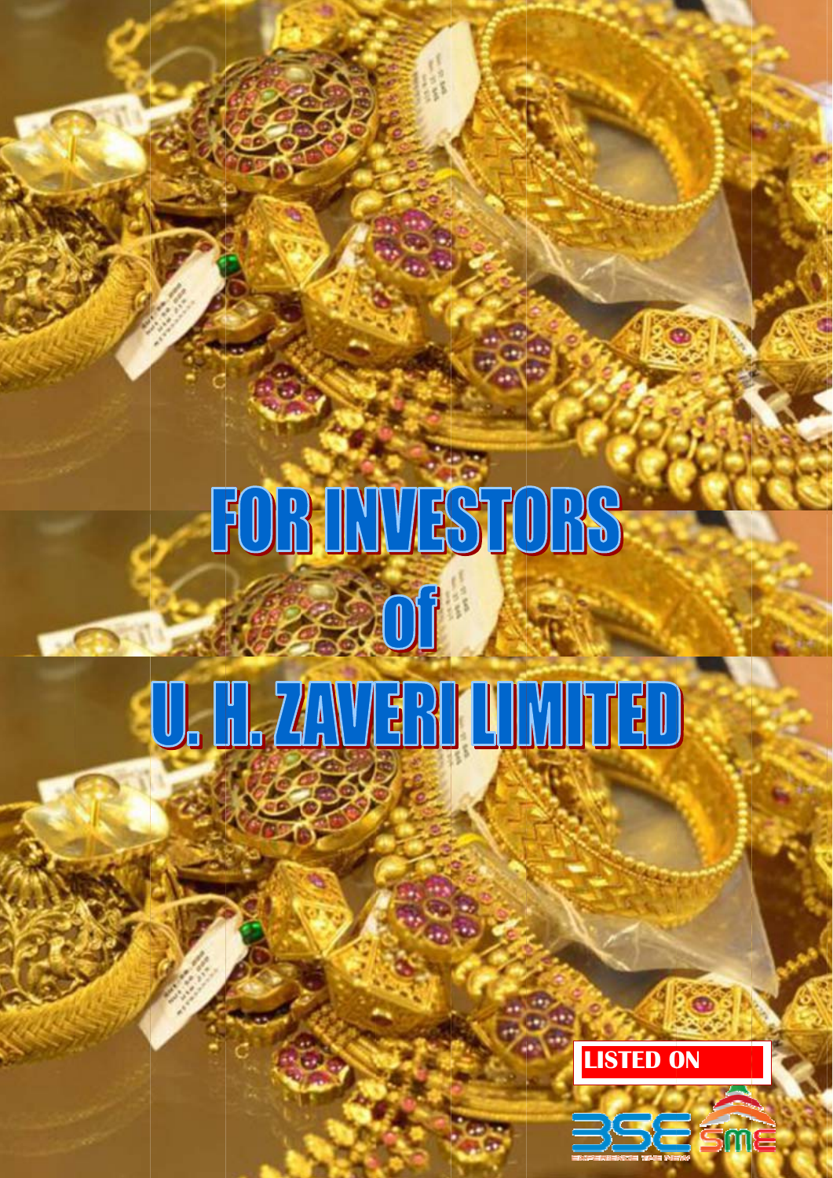# FOR INVESTORS

# of

# U. H. ZAVERI LIMITED

LISTED ON

BSE SME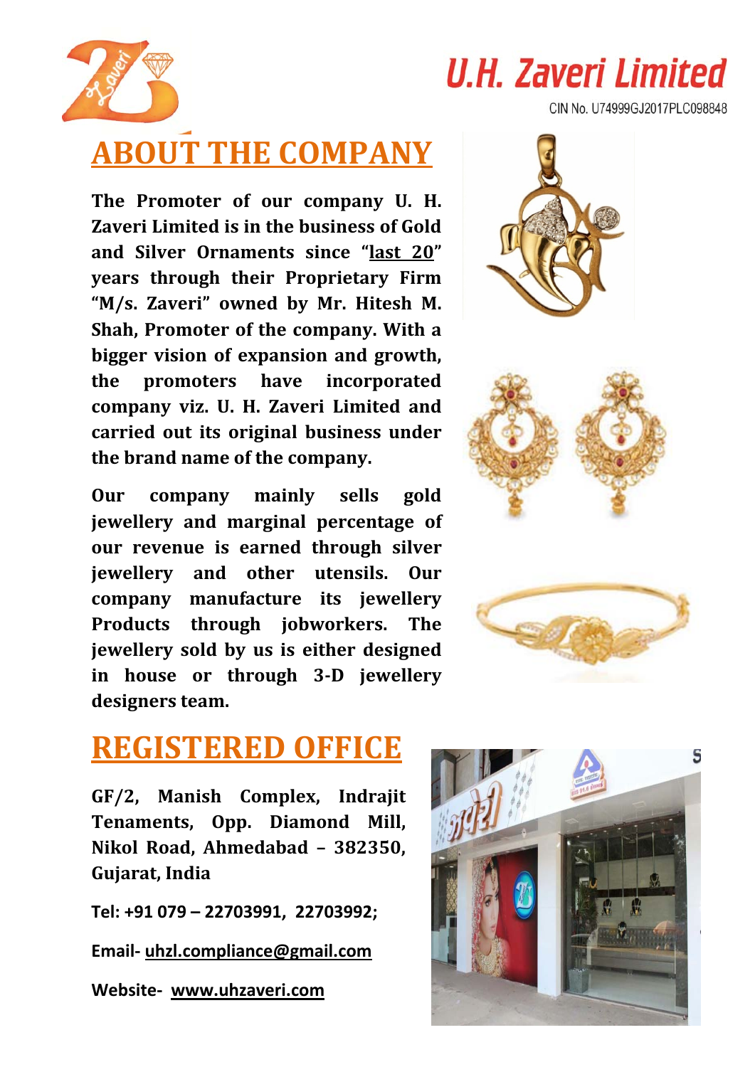# U.H. Zaveri Limited

CIN No. U74999GJ2017PLC098848

## ABOUT THE COMPANY

**The Promoter of our company U. H. Zaveri Limited is in the business of Gold and Silver Ornaments since "last 20" years through their Proprietary Firm "M/s. Zaveri" owned by Mr. Hitesh M. Shah, Promoter of the company. With a bigger vision of expansion and growth, the promoters have incorporated company viz. U. H. Zaveri Limited and carried out its original business under the brand name of the company.**

**Our company mainly sells gold jewellery and marginal percentage of our revenue is earned through silver jewellery and other utensils. Our company manufacture its jewellery Products through jobworkers. The jewellery sold by us is either designed in house or through 3-D jewellery designers team.**

## REGISTERED OFFICE

**GF/2, Manish Complex, Indrajit Tenaments, Opp. Diamond Mill, Nikol Road, Ahmedabad – 382350, Gujarat, India**

**Tel: +91 079 – 22703991, 22703992;**

**Email- uhzl.compliance@gmail.com**

**Website- www.uhzaveri.com**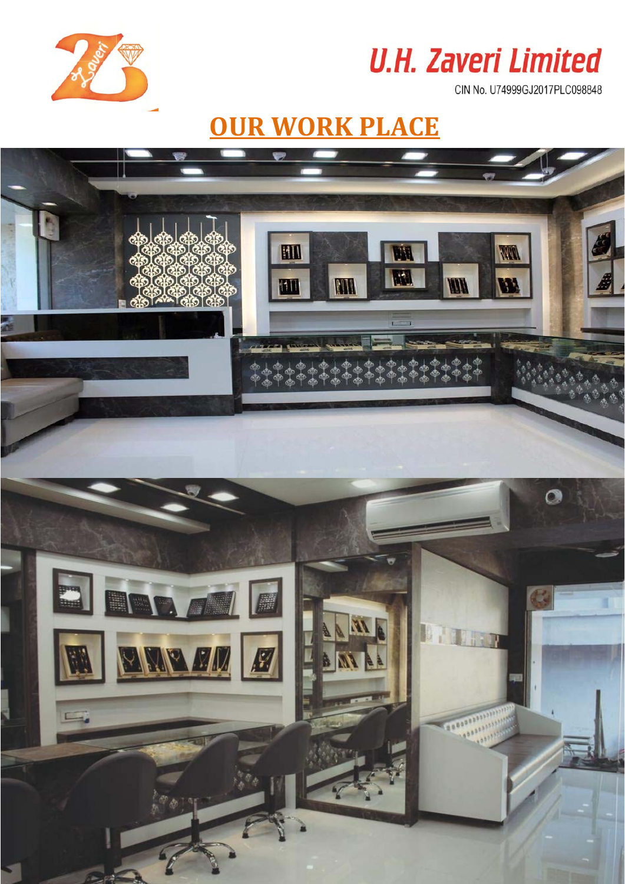U.H. Zaveri Limited

CIN No. U74999GJ2017PLC098848

# OUR WORK PLACE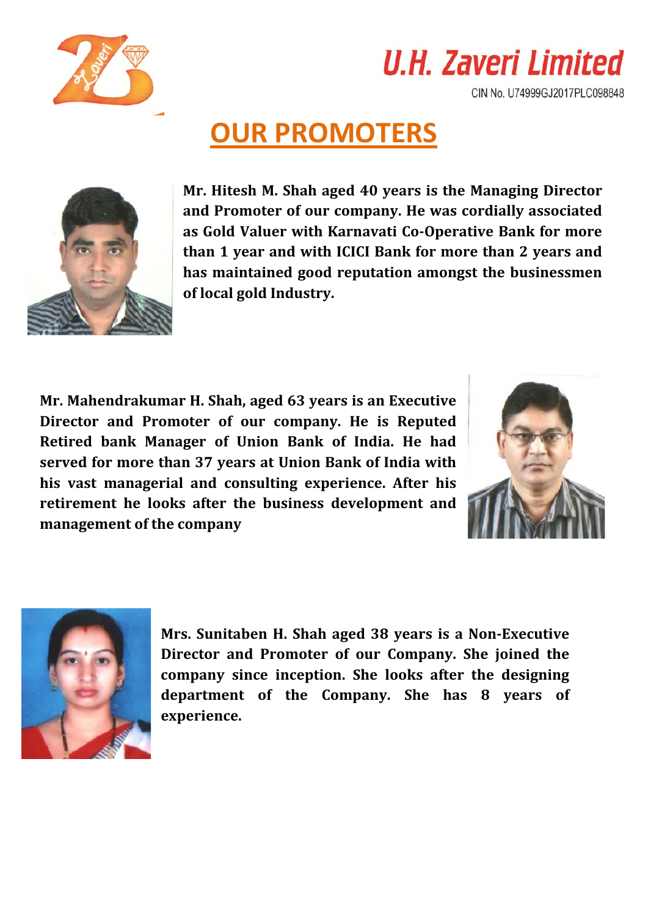U.H. Zaveri Limited

CIN No. U74999GJ2017PLC098848

# OUR PROMOTERS

**Mr. Hitesh M. Shah aged 40 years is the Managing Director and Promoter of our company. He was cordially associated as Gold Valuer with Karnavati Co-Operative Bank for more than 1 year and with ICICI Bank for more than 2 years and has maintained good reputation amongst the businessmen of local gold Industry.**

**Mr. Mahendrakumar H. Shah, aged 63 years is an Executive Director and Promoter of our company. He is Reputed Retired bank Manager of Union Bank of India. He had served for more than 37 years at Union Bank of India with his vast managerial and consulting experience. After his retirement he looks after the business development and management of the company**

**Mrs. Sunitaben H. Shah aged 38 years is a Non-Executive Director and Promoter of our Company. She joined the company since inception. She looks after the designing department of the Company. She has 8 years of experience.**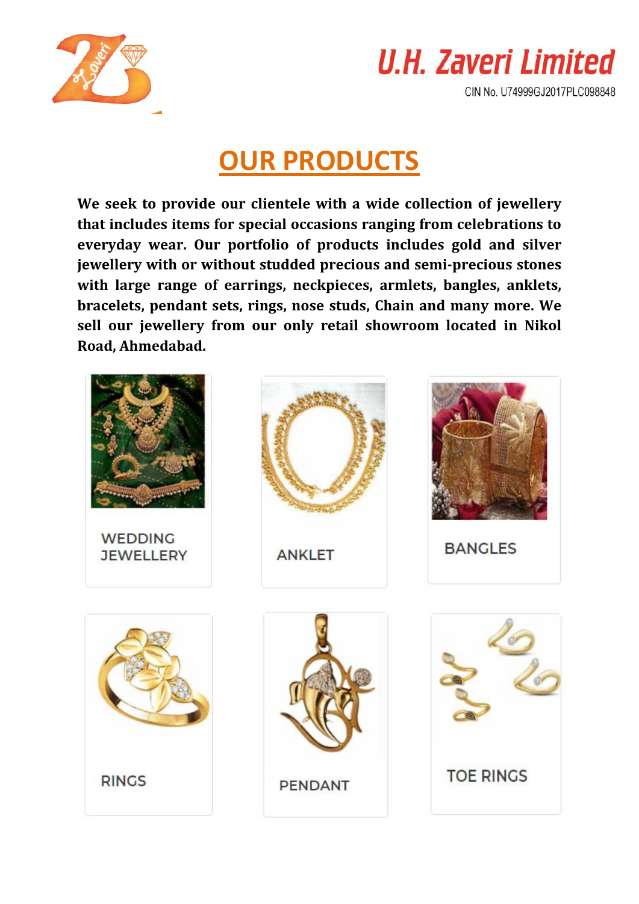U.H. Zaveri Limited

CIN No. U74999GJ2017PLC098848

# OUR PRODUCTS

**We seek to provide our clientele with a wide collection of jewellery that includes items for special occasions ranging from celebrations to everyday wear. Our portfolio of products includes gold and silver jewellery with or without studded precious and semi-precious stones with large range of earrings, neckpieces, armlets, bangles, anklets, bracelets, pendant sets, rings, nose studs, Chain and many more. We sell our jewellery from our only retail showroom located in Nikol Road, Ahmedabad.**

WEDDING JEWELLERY

ANKLET

BANGLES

RINGS

PENDANT

TOE RINGS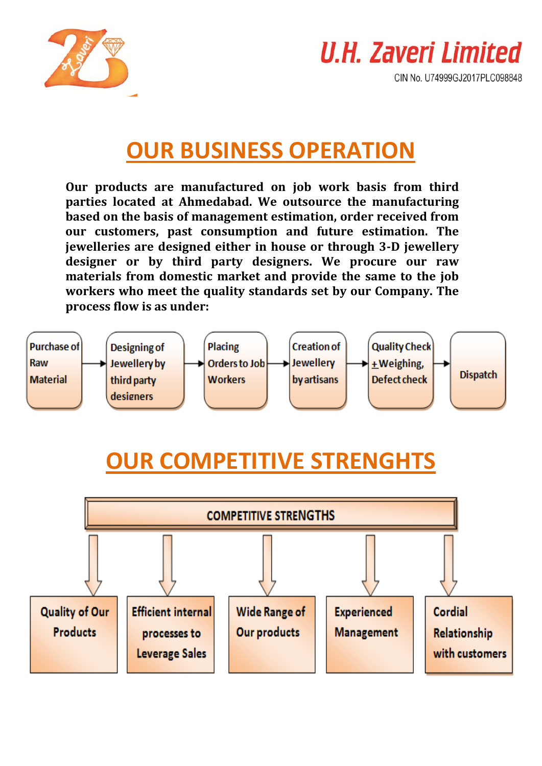U.H. Zaveri Limited

CIN No. U74999GJ2017PLC098848

# OUR BUSINESS OPERATION

**Our products are manufactured on job work basis from third parties located at Ahmedabad. We outsource the manufacturing based on the basis of management estimation, order received from our customers, past consumption and future estimation. The jewelleries are designed either in house or through 3-D jewellery designer or by third party designers. We procure our raw materials from domestic market and provide the same to the job workers who meet the quality standards set by our Company. The process flow is as under:**

Purchase of Raw Material → Designing of Jewellery by third party designers → Placing Orders to Job Workers → Creation of Jewellery by artisans → Quality Check ±Weighing, Defect check → Dispatch

# OUR COMPETITIVE STRENGHTS

COMPETITIVE STRENGTHS

- Quality of Our Products
- Efficient internal processes to Leverage Sales
- Wide Range of Our products
- Experienced Management
- Cordial Relationship with customers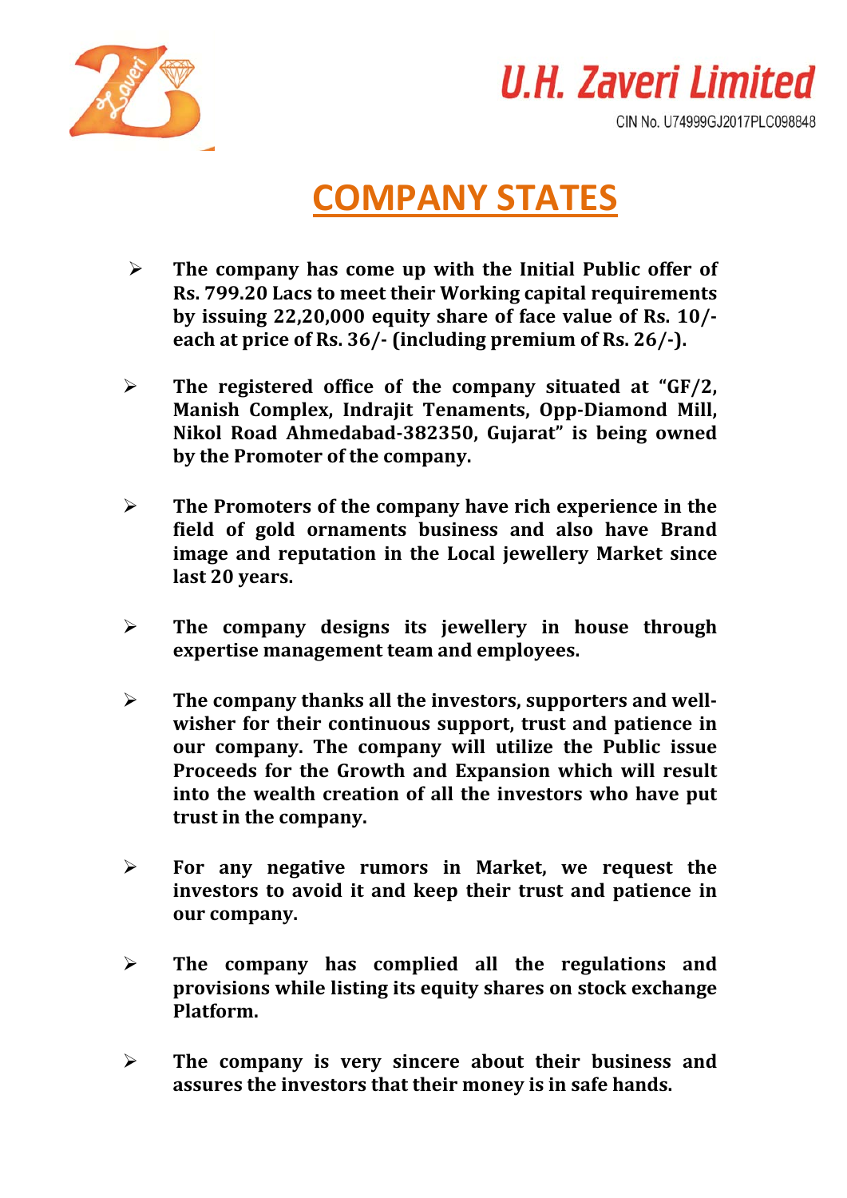U.H. Zaveri Limited

CIN No. U74999GJ2017PLC098848

# COMPANY STATES

- **The company has come up with the Initial Public offer of Rs. 799.20 Lacs to meet their Working capital requirements by issuing 22,20,000 equity share of face value of Rs. 10/- each at price of Rs. 36/- (including premium of Rs. 26/-).**

- **The registered office of the company situated at "GF/2, Manish Complex, Indrajit Tenaments, Opp-Diamond Mill, Nikol Road Ahmedabad-382350, Gujarat" is being owned by the Promoter of the company.**

- **The Promoters of the company have rich experience in the field of gold ornaments business and also have Brand image and reputation in the Local jewellery Market since last 20 years.**

- **The company designs its jewellery in house through expertise management team and employees.**

- **The company thanks all the investors, supporters and well-wisher for their continuous support, trust and patience in our company. The company will utilize the Public issue Proceeds for the Growth and Expansion which will result into the wealth creation of all the investors who have put trust in the company.**

- **For any negative rumors in Market, we request the investors to avoid it and keep their trust and patience in our company.**

- **The company has complied all the regulations and provisions while listing its equity shares on stock exchange Platform.**

- **The company is very sincere about their business and assures the investors that their money is in safe hands.**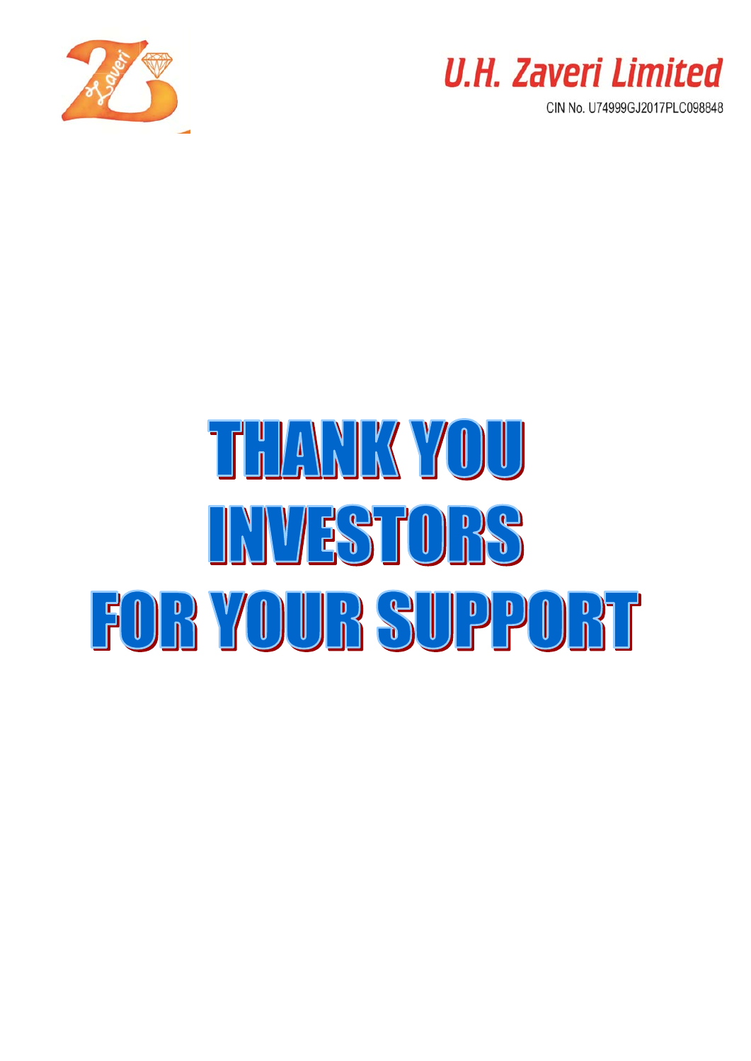U.H. Zaveri Limited

CIN No. U74999GJ2017PLC098848

# THANK YOU INVESTORS FOR YOUR SUPPORT